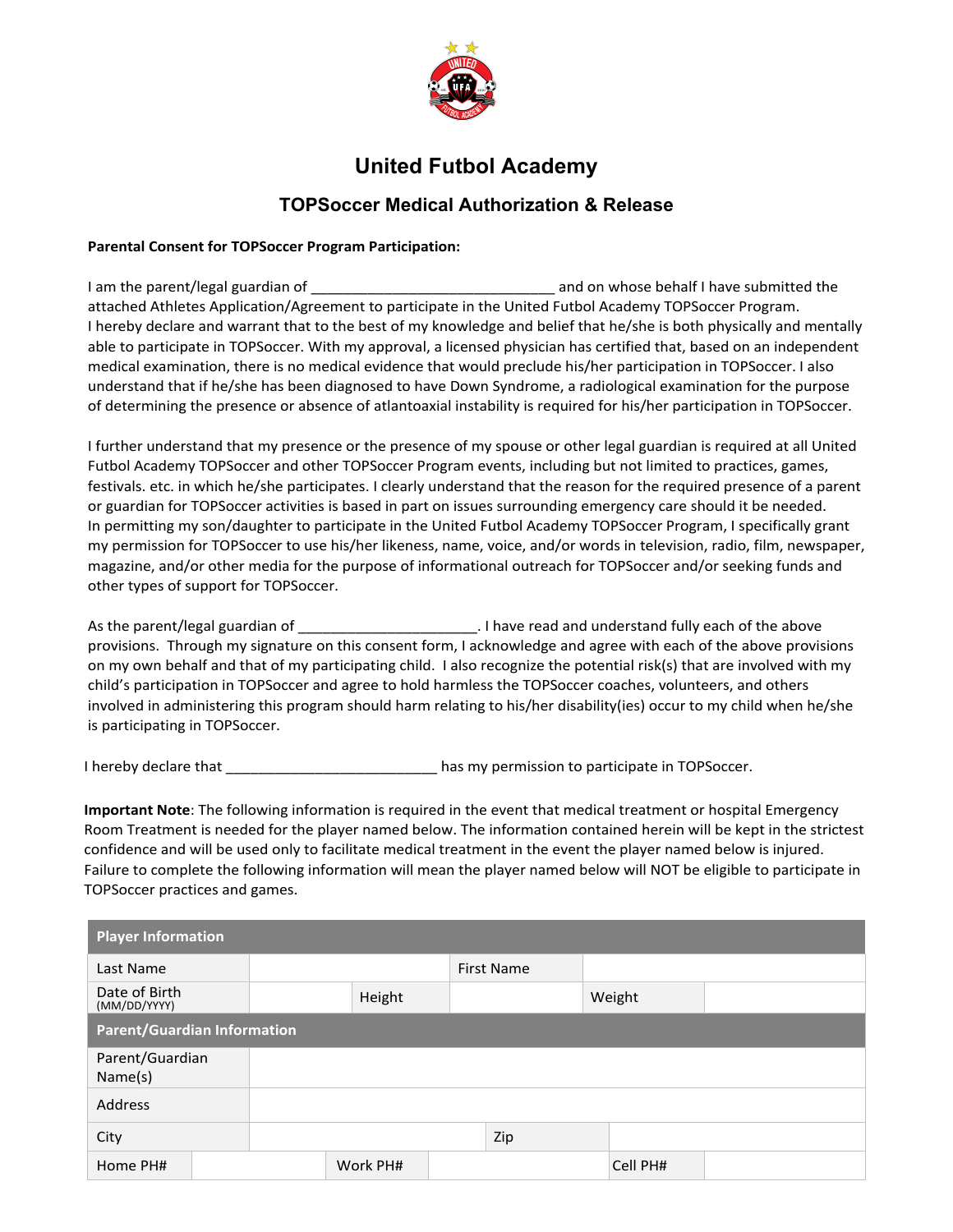# United Futbol Academy

## TOPSoccer Medical Authorization & Release

**Parental Consent for TOPSoccer Program Participation:**

I am the parent/legal guardian of _______________________________ and on whose behalf I have submitted the attached Athletes Application/Agreement to participate in the United Futbol Academy TOPSoccer Program. I hereby declare and warrant that to the best of my knowledge and belief that he/she is both physically and mentally able to participate in TOPSoccer. With my approval, a licensed physician has certified that, based on an independent medical examination, there is no medical evidence that would preclude his/her participation in TOPSoccer. I also understand that if he/she has been diagnosed to have Down Syndrome, a radiological examination for the purpose of determining the presence or absence of atlantoaxial instability is required for his/her participation in TOPSoccer.

I further understand that my presence or the presence of my spouse or other legal guardian is required at all United Futbol Academy TOPSoccer and other TOPSoccer Program events, including but not limited to practices, games, festivals. etc. in which he/she participates. I clearly understand that the reason for the required presence of a parent or guardian for TOPSoccer activities is based in part on issues surrounding emergency care should it be needed. In permitting my son/daughter to participate in the United Futbol Academy TOPSoccer Program, I specifically grant my permission for TOPSoccer to use his/her likeness, name, voice, and/or words in television, radio, film, newspaper, magazine, and/or other media for the purpose of informational outreach for TOPSoccer and/or seeking funds and other types of support for TOPSoccer.

As the parent/legal guardian of _______________________. I have read and understand fully each of the above provisions. Through my signature on this consent form, I acknowledge and agree with each of the above provisions on my own behalf and that of my participating child. I also recognize the potential risk(s) that are involved with my child's participation in TOPSoccer and agree to hold harmless the TOPSoccer coaches, volunteers, and others involved in administering this program should harm relating to his/her disability(ies) occur to my child when he/she is participating in TOPSoccer.

I hereby declare that ___________________________ has my permission to participate in TOPSoccer.

**Important Note**: The following information is required in the event that medical treatment or hospital Emergency Room Treatment is needed for the player named below. The information contained herein will be kept in the strictest confidence and will be used only to facilitate medical treatment in the event the player named below is injured. Failure to complete the following information will mean the player named below will NOT be eligible to participate in TOPSoccer practices and games.

| **Player Information** | | | | | |
|---|---|---|---|---|---|
| Last Name | | | First Name | | |
| Date of Birth (MM/DD/YYYY) | | Height | | Weight | |
| **Parent/Guardian Information** | | | | | |
| Parent/Guardian Name(s) | | | | | |
| Address | | | | | |
| City | | | Zip | | |
| Home PH# | | Work PH# | | Cell PH# | |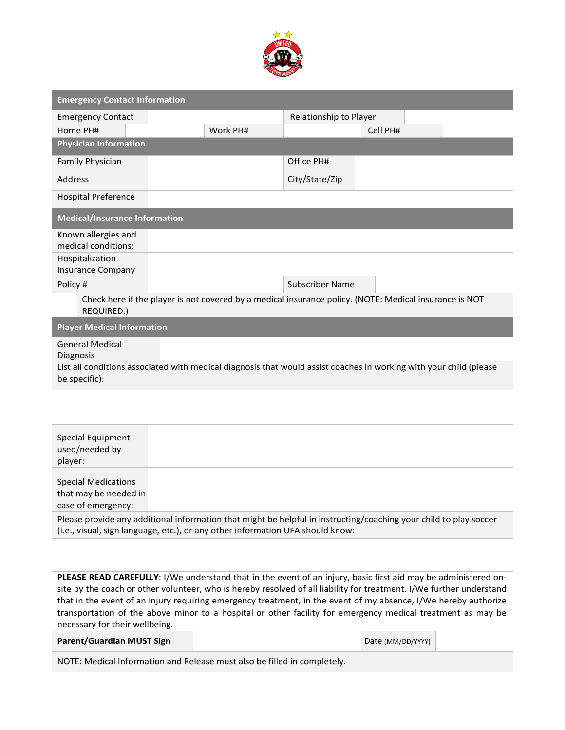## Emergency Contact Information

| | | | | | |
|---|---|---|---|---|---|
| Emergency Contact | | | Relationship to Player | | |
| Home PH# | | Work PH# | | Cell PH# | |

## Physician Information

| | | | |
|---|---|---|---|
| Family Physician | | Office PH# | |
| Address | | City/State/Zip | |
| Hospital Preference | | | |

## Medical/Insurance Information

| | | | |
|---|---|---|---|
| Known allergies and medical conditions: | | | |
| Hospitalization Insurance Company | | | |
| Policy # | | Subscriber Name | |

☐ Check here if the player is not covered by a medical insurance policy. (NOTE: Medical insurance is NOT REQUIRED.)

## Player Medical Information

| | |
|---|---|
| General Medical Diagnosis | |

List all conditions associated with medical diagnosis that would assist coaches in working with your child (please be specific):

| | |
|---|---|
| Special Equipment used/needed by player: | |
| Special Medications that may be needed in case of emergency: | |

Please provide any additional information that might be helpful in instructing/coaching your child to play soccer (i.e., visual, sign language, etc.), or any other information UFA should know:

**PLEASE READ CAREFULLY**: I/We understand that in the event of an injury, basic first aid may be administered on-site by the coach or other volunteer, who is hereby resolved of all liability for treatment. I/We further understand that in the event of an injury requiring emergency treatment, in the event of my absence, I/We hereby authorize transportation of the above minor to a hospital or other facility for emergency medical treatment as may be necessary for their wellbeing.

| | | | |
|---|---|---|---|
| **Parent/Guardian MUST Sign** | | Date (MM/DD/YYYY) | |

NOTE: Medical Information and Release must also be filled in completely.